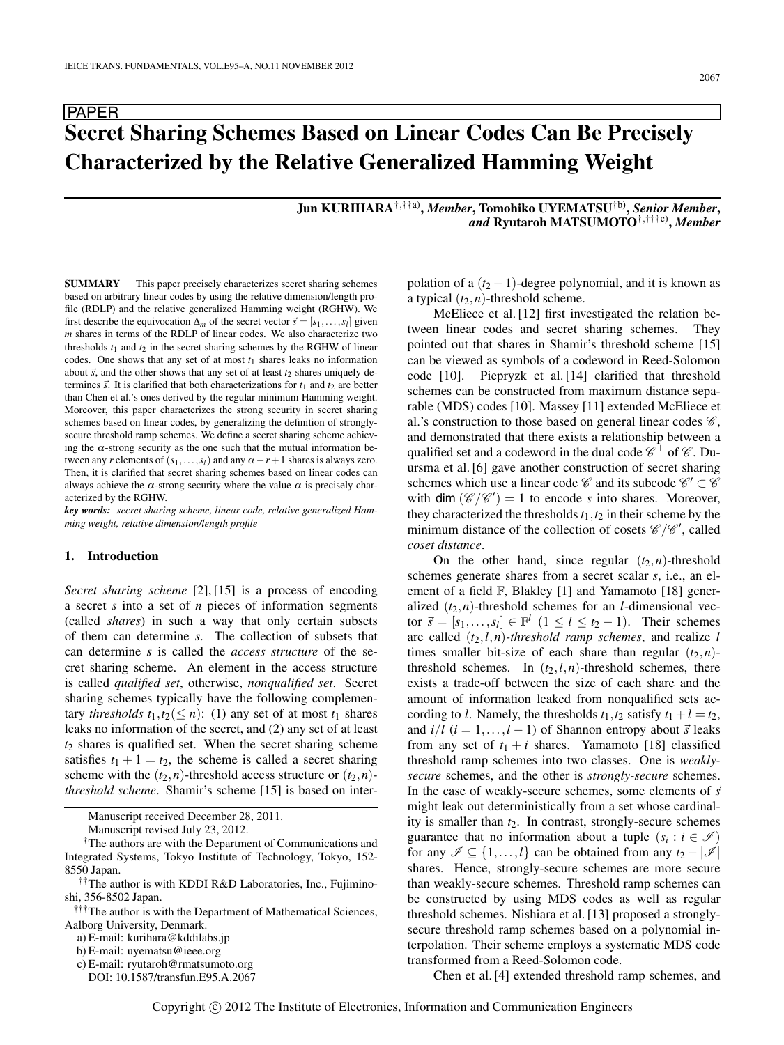PAPER

# Secret Sharing Schemes Based on Linear Codes Can Be Precisely Characterized by the Relative Generalized Hamming Weight

**Jun KURIHARA**[†,††a)], ***Member***, **Tomohiko UYEMATSU**[†b)], ***Senior Member***, ***and*** **Ryutaroh MATSUMOTO**[†,†††c)], ***Member***

**SUMMARY** This paper precisely characterizes secret sharing schemes based on arbitrary linear codes by using the relative dimension/length profile (RDLP) and the relative generalized Hamming weight (RGHW). We first describe the equivocation $\Delta_m$ of the secret vector $\vec{s} = [s_1, \ldots, s_l]$ given $m$ shares in terms of the RDLP of linear codes. We also characterize two thresholds $t_1$ and $t_2$ in the secret sharing schemes by the RGHW of linear codes. One shows that any set of at most $t_1$ shares leaks no information about $\vec{s}$, and the other shows that any set of at least $t_2$ shares uniquely determines $\vec{s}$. It is clarified that both characterizations for $t_1$ and $t_2$ are better than Chen et al.'s ones derived by the regular minimum Hamming weight. Moreover, this paper characterizes the strong security in secret sharing schemes based on linear codes, by generalizing the definition of strongly-secure threshold ramp schemes. We define a secret sharing scheme achieving the $\alpha$-strong security as the one such that the mutual information between any $r$ elements of $(s_1, \ldots, s_l)$ and any $\alpha - r + 1$ shares is always zero. Then, it is clarified that secret sharing schemes based on linear codes can always achieve the $\alpha$-strong security where the value $\alpha$ is precisely characterized by the RGHW.

***key words:*** *secret sharing scheme, linear code, relative generalized Hamming weight, relative dimension/length profile*

## 1. Introduction

*Secret sharing scheme* [2], [15] is a process of encoding a secret $s$ into a set of $n$ pieces of information segments (called *shares*) in such a way that only certain subsets of them can determine $s$. The collection of subsets that can determine $s$ is called the *access structure* of the secret sharing scheme. An element in the access structure is called *qualified set*, otherwise, *nonqualified set*. Secret sharing schemes typically have the following complementary *thresholds* $t_1, t_2 (\leq n)$: (1) any set of at most $t_1$ shares leaks no information of the secret, and (2) any set of at least $t_2$ shares is qualified set. When the secret sharing scheme satisfies $t_1 + 1 = t_2$, the scheme is called a secret sharing scheme with the $(t_2, n)$-threshold access structure or $(t_2, n)$-*threshold scheme*. Shamir's scheme [15] is based on interpolation of a $(t_2 - 1)$-degree polynomial, and it is known as a typical $(t_2, n)$-threshold scheme.

McEliece et al. [12] first investigated the relation between linear codes and secret sharing schemes. They pointed out that shares in Shamir's threshold scheme [15] can be viewed as symbols of a codeword in Reed-Solomon code [10]. Pieprzyk et al. [14] clarified that threshold schemes can be constructed from maximum distance separable (MDS) codes [10]. Massey [11] extended McEliece et al.'s construction to those based on general linear codes $\mathscr{C}$, and demonstrated that there exists a relationship between a qualified set and a codeword in the dual code $\mathscr{C}^{\perp}$ of $\mathscr{C}$. Duursma et al. [6] gave another construction of secret sharing schemes which use a linear code $\mathscr{C}$ and its subcode $\mathscr{C}' \subset \mathscr{C}$ with $\dim(\mathscr{C}/\mathscr{C}') = 1$ to encode $s$ into shares. Moreover, they characterized the thresholds $t_1, t_2$ in their scheme by the minimum distance of the collection of cosets $\mathscr{C}/\mathscr{C}'$, called *coset distance*.

On the other hand, since regular $(t_2, n)$-threshold schemes generate shares from a secret scalar $s$, i.e., an element of a field $\mathbb{F}$, Blakley [1] and Yamamoto [18] generalized $(t_2, n)$-threshold schemes for an $l$-dimensional vector $\vec{s} = [s_1, \ldots, s_l] \in \mathbb{F}^l$ $(1 \leq l \leq t_2 - 1)$. Their schemes are called $(t_2, l, n)$-*threshold ramp schemes*, and realize $l$ times smaller bit-size of each share than regular $(t_2, n)$-threshold schemes. In $(t_2, l, n)$-threshold schemes, there exists a trade-off between the size of each share and the amount of information leaked from nonqualified sets according to $l$. Namely, the thresholds $t_1, t_2$ satisfy $t_1 + l = t_2$, and $i/l$ $(i = 1, \ldots, l - 1)$ of Shannon entropy about $\vec{s}$ leaks from any set of $t_1 + i$ shares. Yamamoto [18] classified threshold ramp schemes into two classes. One is *weakly-secure* schemes, and the other is *strongly-secure* schemes. In the case of weakly-secure schemes, some elements of $\vec{s}$ might leak out deterministically from a set whose cardinality is smaller than $t_2$. In contrast, strongly-secure schemes guarantee that no information about a tuple $(s_i : i \in \mathscr{I})$ for any $\mathscr{I} \subseteq \{1, \ldots, l\}$ can be obtained from any $t_2 - |\mathscr{I}|$ shares. Hence, strongly-secure schemes are more secure than weakly-secure schemes. Threshold ramp schemes can be constructed by using MDS codes as well as regular threshold schemes. Nishiara et al. [13] proposed a strongly-secure threshold ramp schemes based on a polynomial interpolation. Their scheme employs a systematic MDS code transformed from a Reed-Solomon code.

Chen et al. [4] extended threshold ramp schemes, and

---

Manuscript received December 28, 2011.

Manuscript revised July 23, 2012.

[†]The authors are with the Department of Communications and Integrated Systems, Tokyo Institute of Technology, Tokyo, 152-8550 Japan.

[††]The author is with KDDI R&D Laboratories, Inc., Fujimino-shi, 356-8502 Japan.

[†††]The author is with the Department of Mathematical Sciences, Aalborg University, Denmark.

a) E-mail: kurihara@kddilabs.jp

b) E-mail: uyematsu@ieee.org

c) E-mail: ryutaroh@rmatsumoto.org

DOI: 10.1587/transfun.E95.A.2067

Copyright © 2012 The Institute of Electronics, Information and Communication Engineers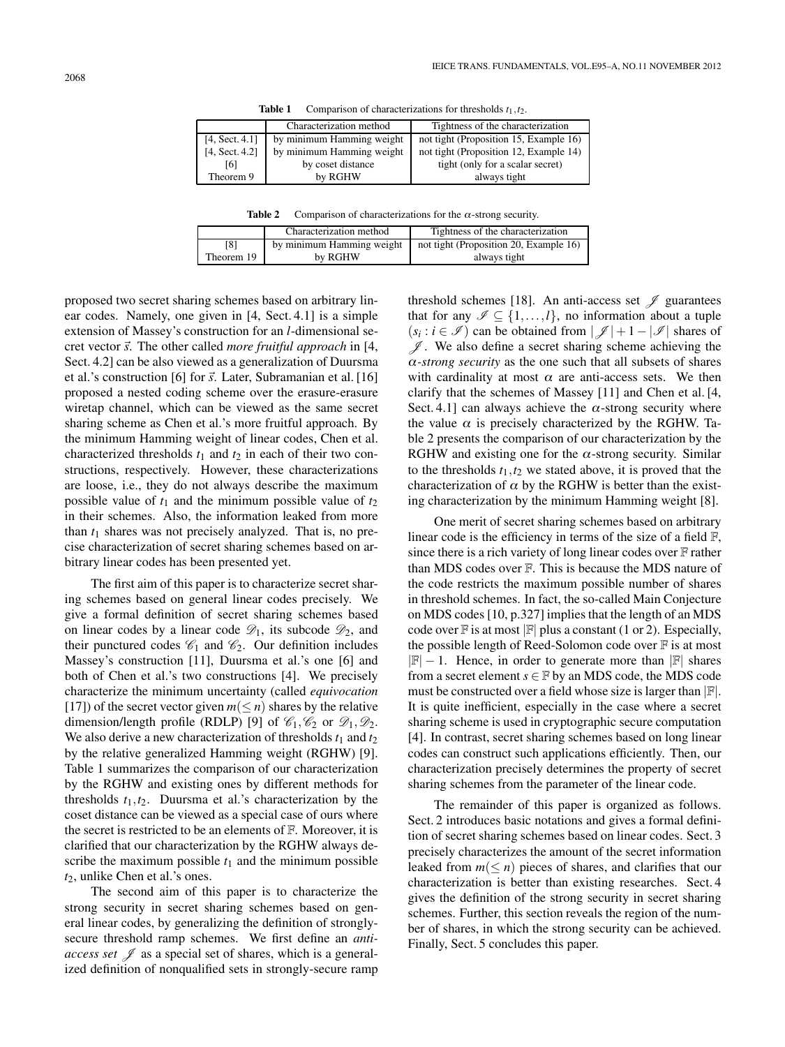**Table 1** Comparison of characterizations for thresholds $t_1, t_2$.

| | Characterization method | Tightness of the characterization |
|---|---|---|
| [4, Sect. 4.1] | by minimum Hamming weight | not tight (Proposition 15, Example 16) |
| [4, Sect. 4.2] | by minimum Hamming weight | not tight (Proposition 12, Example 14) |
| [6] | by coset distance | tight (only for a scalar secret) |
| Theorem 9 | by RGHW | always tight |

**Table 2** Comparison of characterizations for the $\alpha$-strong security.

| | Characterization method | Tightness of the characterization |
|---|---|---|
| [8] | by minimum Hamming weight | not tight (Proposition 20, Example 16) |
| Theorem 19 | by RGHW | always tight |

proposed two secret sharing schemes based on arbitrary linear codes. Namely, one given in [4, Sect. 4.1] is a simple extension of Massey's construction for an $l$-dimensional secret vector $\vec{s}$. The other called *more fruitful approach* in [4, Sect. 4.2] can be also viewed as a generalization of Duursma et al.'s construction [6] for $\vec{s}$. Later, Subramanian et al. [16] proposed a nested coding scheme over the erasure-erasure wiretap channel, which can be viewed as the same secret sharing scheme as Chen et al.'s more fruitful approach. By the minimum Hamming weight of linear codes, Chen et al. characterized thresholds $t_1$ and $t_2$ in each of their two constructions, respectively. However, these characterizations are loose, i.e., they do not always describe the maximum possible value of $t_1$ and the minimum possible value of $t_2$ in their schemes. Also, the information leaked from more than $t_1$ shares was not precisely analyzed. That is, no precise characterization of secret sharing schemes based on arbitrary linear codes has been presented yet.

The first aim of this paper is to characterize secret sharing schemes based on general linear codes precisely. We give a formal definition of secret sharing schemes based on linear codes by a linear code $\mathscr{D}_1$, its subcode $\mathscr{D}_2$, and their punctured codes $\mathscr{C}_1$ and $\mathscr{C}_2$. Our definition includes Massey's construction [11], Duursma et al.'s one [6] and both of Chen et al.'s two constructions [4]. We precisely characterize the minimum uncertainty (called *equivocation* [17]) of the secret vector given $m(\leq n)$ shares by the relative dimension/length profile (RDLP) [9] of $\mathscr{C}_1, \mathscr{C}_2$ or $\mathscr{D}_1, \mathscr{D}_2$. We also derive a new characterization of thresholds $t_1$ and $t_2$ by the relative generalized Hamming weight (RGHW) [9]. Table 1 summarizes the comparison of our characterization by the RGHW and existing ones by different methods for thresholds $t_1, t_2$. Duursma et al.'s characterization by the coset distance can be viewed as a special case of ours where the secret is restricted to be an elements of $\mathbb{F}$. Moreover, it is clarified that our characterization by the RGHW always describe the maximum possible $t_1$ and the minimum possible $t_2$, unlike Chen et al.'s ones.

The second aim of this paper is to characterize the strong security in secret sharing schemes based on general linear codes, by generalizing the definition of strongly-secure threshold ramp schemes. We first define an *anti-access set* $\mathscr{J}$ as a special set of shares, which is a generalized definition of nonqualified sets in strongly-secure ramp threshold schemes [18]. An anti-access set $\mathscr{J}$ guarantees that for any $\mathscr{I} \subseteq \{1, \ldots, l\}$, no information about a tuple $(s_i : i \in \mathscr{I})$ can be obtained from $|\mathscr{J}| + 1 - |\mathscr{I}|$ shares of $\mathscr{J}$. We also define a secret sharing scheme achieving the $\alpha$-*strong security* as the one such that all subsets of shares with cardinality at most $\alpha$ are anti-access sets. We then clarify that the schemes of Massey [11] and Chen et al. [4, Sect. 4.1] can always achieve the $\alpha$-strong security where the value $\alpha$ is precisely characterized by the RGHW. Table 2 presents the comparison of our characterization by the RGHW and existing one for the $\alpha$-strong security. Similar to the thresholds $t_1, t_2$ we stated above, it is proved that the characterization of $\alpha$ by the RGHW is better than the existing characterization by the minimum Hamming weight [8].

One merit of secret sharing schemes based on arbitrary linear code is the efficiency in terms of the size of a field $\mathbb{F}$, since there is a rich variety of long linear codes over $\mathbb{F}$ rather than MDS codes over $\mathbb{F}$. This is because the MDS nature of the code restricts the maximum possible number of shares in threshold schemes. In fact, the so-called Main Conjecture on MDS codes [10, p.327] implies that the length of an MDS code over $\mathbb{F}$ is at most $|\mathbb{F}|$ plus a constant (1 or 2). Especially, the possible length of Reed-Solomon code over $\mathbb{F}$ is at most $|\mathbb{F}| - 1$. Hence, in order to generate more than $|\mathbb{F}|$ shares from a secret element $s \in \mathbb{F}$ by an MDS code, the MDS code must be constructed over a field whose size is larger than $|\mathbb{F}|$. It is quite inefficient, especially in the case where a secret sharing scheme is used in cryptographic secure computation [4]. In contrast, secret sharing schemes based on long linear codes can construct such applications efficiently. Then, our characterization precisely determines the property of secret sharing schemes from the parameter of the linear code.

The remainder of this paper is organized as follows. Sect. 2 introduces basic notations and gives a formal definition of secret sharing schemes based on linear codes. Sect. 3 precisely characterizes the amount of the secret information leaked from $m(\leq n)$ pieces of shares, and clarifies that our characterization is better than existing researches. Sect. 4 gives the definition of the strong security in secret sharing schemes. Further, this section reveals the region of the number of shares, in which the strong security can be achieved. Finally, Sect. 5 concludes this paper.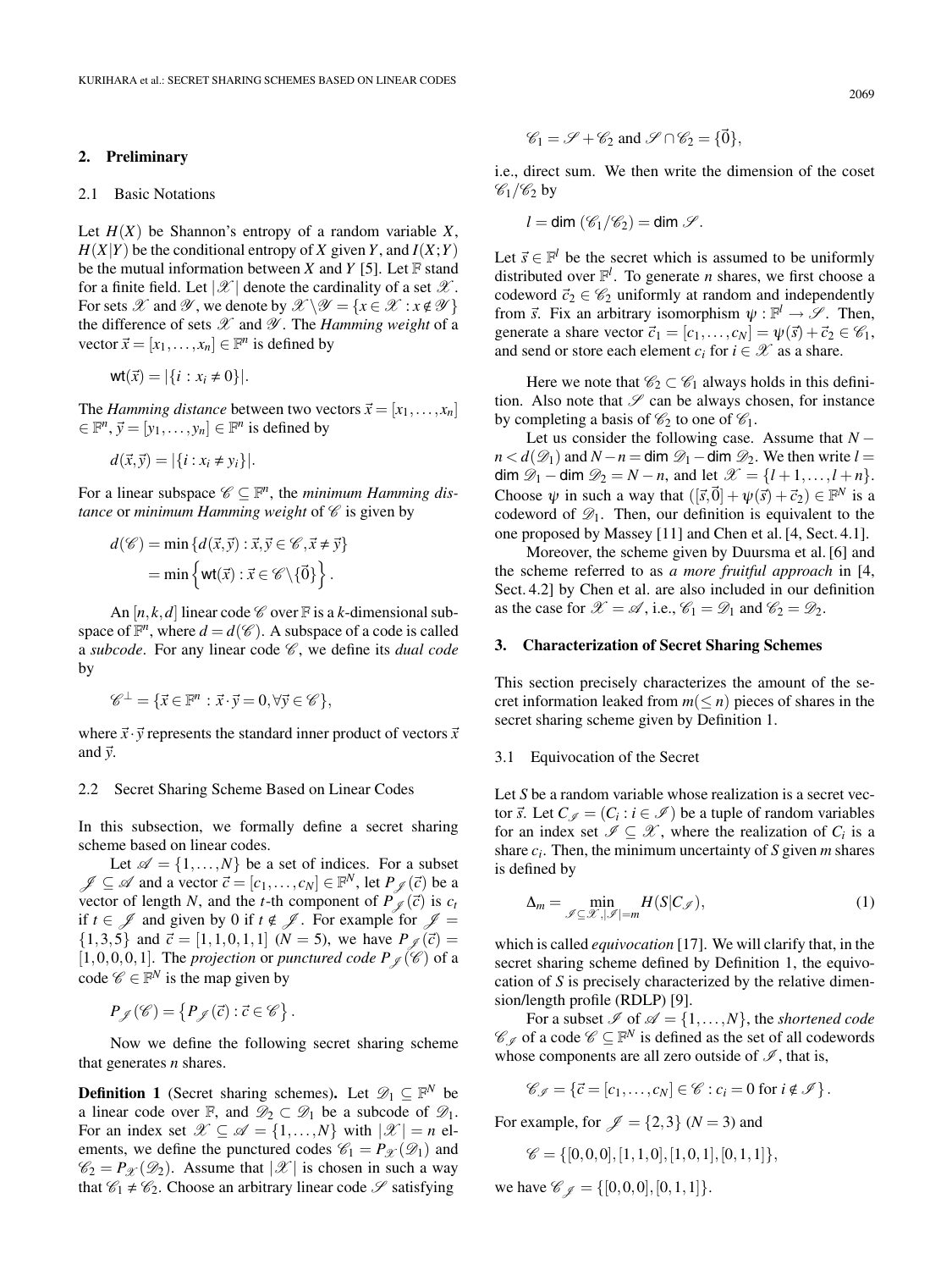## 2. Preliminary

### 2.1 Basic Notations

Let $H(X)$ be Shannon's entropy of a random variable $X$, $H(X|Y)$ be the conditional entropy of $X$ given $Y$, and $I(X;Y)$ be the mutual information between $X$ and $Y$ [5]. Let $\mathbb{F}$ stand for a finite field. Let $|\mathscr{X}|$ denote the cardinality of a set $\mathscr{X}$. For sets $\mathscr{X}$ and $\mathscr{Y}$, we denote by $\mathscr{X}\backslash\mathscr{Y} = \{x \in \mathscr{X} : x \notin \mathscr{Y}\}$ the difference of sets $\mathscr{X}$ and $\mathscr{Y}$. The *Hamming weight* of a vector $\vec{x} = [x_1, \ldots, x_n] \in \mathbb{F}^n$ is defined by

$$\mathsf{wt}(\vec{x}) = |\{i : x_i \neq 0\}|.$$

The *Hamming distance* between two vectors $\vec{x} = [x_1, \ldots, x_n] \in \mathbb{F}^n$, $\vec{y} = [y_1, \ldots, y_n] \in \mathbb{F}^n$ is defined by

$$d(\vec{x}, \vec{y}) = |\{i : x_i \neq y_i\}|.$$

For a linear subspace $\mathscr{C} \subseteq \mathbb{F}^n$, the *minimum Hamming distance* or *minimum Hamming weight* of $\mathscr{C}$ is given by

$$\begin{aligned} d(\mathscr{C}) &= \min\{d(\vec{x}, \vec{y}) : \vec{x}, \vec{y} \in \mathscr{C}, \vec{x} \neq \vec{y}\} \\ &= \min\left\{\mathsf{wt}(\vec{x}) : \vec{x} \in \mathscr{C}\backslash\{\vec{0}\}\right\}. \end{aligned}$$

An $[n,k,d]$ linear code $\mathscr{C}$ over $\mathbb{F}$ is a $k$-dimensional subspace of $\mathbb{F}^n$, where $d = d(\mathscr{C})$. A subspace of a code is called a *subcode*. For any linear code $\mathscr{C}$, we define its *dual code* by

$$\mathscr{C}^{\perp} = \{\vec{x} \in \mathbb{F}^n : \vec{x} \cdot \vec{y} = 0, \forall \vec{y} \in \mathscr{C}\},$$

where $\vec{x} \cdot \vec{y}$ represents the standard inner product of vectors $\vec{x}$ and $\vec{y}$.

### 2.2 Secret Sharing Scheme Based on Linear Codes

In this subsection, we formally define a secret sharing scheme based on linear codes.

Let $\mathscr{A} = \{1, \ldots, N\}$ be a set of indices. For a subset $\mathscr{J} \subseteq \mathscr{A}$ and a vector $\vec{c} = [c_1, \ldots, c_N] \in \mathbb{F}^N$, let $P_{\mathscr{J}}(\vec{c})$ be a vector of length $N$, and the $t$-th component of $P_{\mathscr{J}}(\vec{c})$ is $c_t$ if $t \in \mathscr{J}$ and given by 0 if $t \notin \mathscr{J}$. For example for $\mathscr{J} = \{1,3,5\}$ and $\vec{c} = [1,1,0,1,1]$ ($N = 5$), we have $P_{\mathscr{J}}(\vec{c}) = [1,0,0,0,1]$. The *projection* or *punctured code* $P_{\mathscr{J}}(\mathscr{C})$ of a code $\mathscr{C} \in \mathbb{F}^N$ is the map given by

$$P_{\mathscr{J}}(\mathscr{C}) = \left\{P_{\mathscr{J}}(\vec{c}) : \vec{c} \in \mathscr{C}\right\}.$$

Now we define the following secret sharing scheme that generates $n$ shares.

**Definition 1** (Secret sharing schemes)**.** Let $\mathscr{D}_1 \subseteq \mathbb{F}^N$ be a linear code over $\mathbb{F}$, and $\mathscr{D}_2 \subset \mathscr{D}_1$ be a subcode of $\mathscr{D}_1$. For an index set $\mathscr{X} \subseteq \mathscr{A} = \{1, \ldots, N\}$ with $|\mathscr{X}| = n$ elements, we define the punctured codes $\mathscr{C}_1 = P_{\mathscr{X}}(\mathscr{D}_1)$ and $\mathscr{C}_2 = P_{\mathscr{X}}(\mathscr{D}_2)$. Assume that $|\mathscr{X}|$ is chosen in such a way that $\mathscr{C}_1 \neq \mathscr{C}_2$. Choose an arbitrary linear code $\mathscr{S}$ satisfying

$$\mathscr{C}_1 = \mathscr{S} + \mathscr{C}_2 \text{ and } \mathscr{S} \cap \mathscr{C}_2 = \{\vec{0}\},$$

i.e., direct sum. We then write the dimension of the coset $\mathscr{C}_1/\mathscr{C}_2$ by

$$l = \mathsf{dim}\ (\mathscr{C}_1/\mathscr{C}_2) = \mathsf{dim}\ \mathscr{S}.$$

Let $\vec{s} \in \mathbb{F}^l$ be the secret which is assumed to be uniformly distributed over $\mathbb{F}^l$. To generate $n$ shares, we first choose a codeword $\vec{c}_2 \in \mathscr{C}_2$ uniformly at random and independently from $\vec{s}$. Fix an arbitrary isomorphism $\psi : \mathbb{F}^l \to \mathscr{S}$. Then, generate a share vector $\vec{c}_1 = [c_1, \ldots, c_N] = \psi(\vec{s}) + \vec{c}_2 \in \mathscr{C}_1$, and send or store each element $c_i$ for $i \in \mathscr{X}$ as a share.

Here we note that $\mathscr{C}_2 \subset \mathscr{C}_1$ always holds in this definition. Also note that $\mathscr{S}$ can be always chosen, for instance by completing a basis of $\mathscr{C}_2$ to one of $\mathscr{C}_1$.

Let us consider the following case. Assume that $N - n < d(\mathscr{D}_1)$ and $N - n = \mathsf{dim}\ \mathscr{D}_1 - \mathsf{dim}\ \mathscr{D}_2$. We then write $l = \mathsf{dim}\ \mathscr{D}_1 - \mathsf{dim}\ \mathscr{D}_2 = N - n$, and let $\mathscr{X} = \{l+1, \ldots, l+n\}$. Choose $\psi$ in such a way that $([\vec{s}, \vec{0}] + \psi(\vec{s}) + \vec{c}_2) \in \mathbb{F}^N$ is a codeword of $\mathscr{D}_1$. Then, our definition is equivalent to the one proposed by Massey [11] and Chen et al. [4, Sect. 4.1].

Moreover, the scheme given by Duursma et al. [6] and the scheme referred to as *a more fruitful approach* in [4, Sect. 4.2] by Chen et al. are also included in our definition as the case for $\mathscr{X} = \mathscr{A}$, i.e., $\mathscr{C}_1 = \mathscr{D}_1$ and $\mathscr{C}_2 = \mathscr{D}_2$.

## 3. Characterization of Secret Sharing Schemes

This section precisely characterizes the amount of the secret information leaked from $m (\leq n)$ pieces of shares in the secret sharing scheme given by Definition 1.

### 3.1 Equivocation of the Secret

Let $S$ be a random variable whose realization is a secret vector $\vec{s}$. Let $C_{\mathscr{I}} = (C_i : i \in \mathscr{I})$ be a tuple of random variables for an index set $\mathscr{I} \subseteq \mathscr{X}$, where the realization of $C_i$ is a share $c_i$. Then, the minimum uncertainty of $S$ given $m$ shares is defined by

$$\Delta_m = \min_{\mathscr{I} \subseteq \mathscr{X}, |\mathscr{I}| = m} H(S|C_{\mathscr{I}}), \tag{1}$$

which is called *equivocation* [17]. We will clarify that, in the secret sharing scheme defined by Definition 1, the equivocation of $S$ is precisely characterized by the relative dimension/length profile (RDLP) [9].

For a subset $\mathscr{I}$ of $\mathscr{A} = \{1, \ldots, N\}$, the *shortened code* $\mathscr{C}_{\mathscr{I}}$ of a code $\mathscr{C} \subseteq \mathbb{F}^N$ is defined as the set of all codewords whose components are all zero outside of $\mathscr{I}$, that is,

$$\mathscr{C}_{\mathscr{I}} = \{\vec{c} = [c_1, \ldots, c_N] \in \mathscr{C} : c_i = 0 \text{ for } i \notin \mathscr{I}\}.$$

For example, for $\mathscr{J} = \{2,3\}$ ($N = 3$) and

$$\mathscr{C} = \{[0,0,0], [1,1,0], [1,0,1], [0,1,1]\},$$

we have $\mathscr{C}_{\mathscr{J}} = \{[0,0,0], [0,1,1]\}$.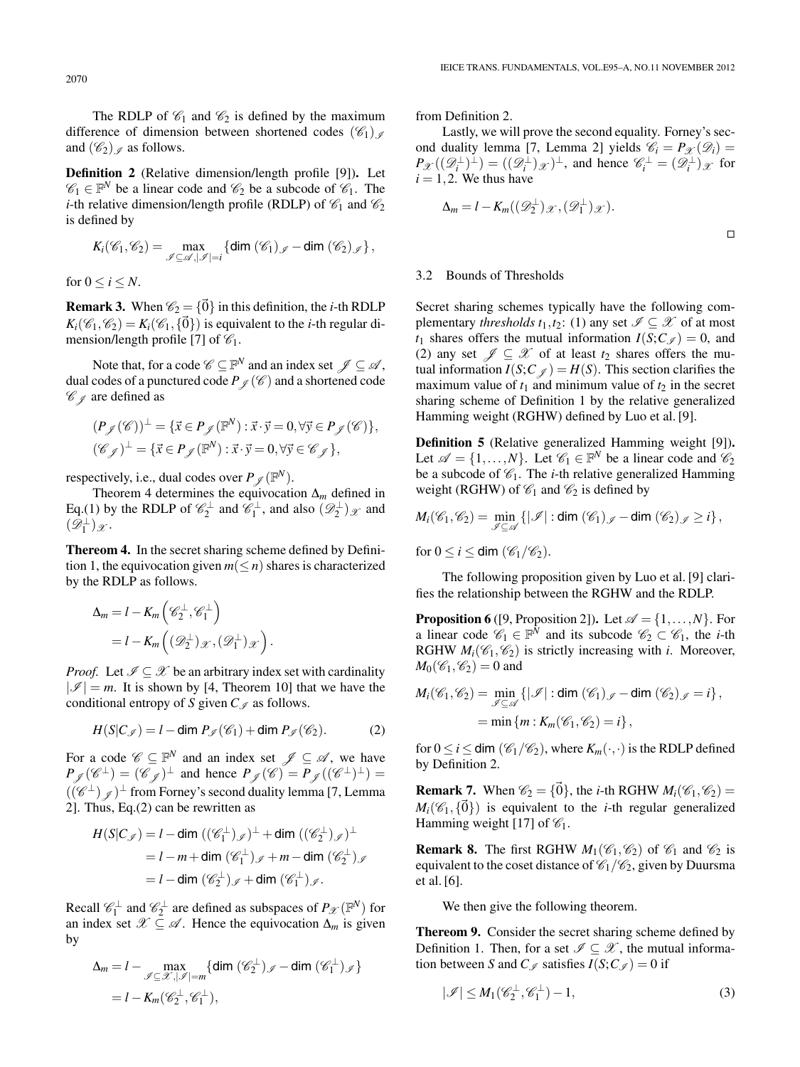The RDLP of $\mathscr{C}_1$ and $\mathscr{C}_2$ is defined by the maximum difference of dimension between shortened codes $(\mathscr{C}_1)_{\mathscr{I}}$ and $(\mathscr{C}_2)_{\mathscr{I}}$ as follows.

**Definition 2** (Relative dimension/length profile [9])**.** Let $\mathscr{C}_1 \in \mathbb{F}^N$ be a linear code and $\mathscr{C}_2$ be a subcode of $\mathscr{C}_1$. The $i$-th relative dimension/length profile (RDLP) of $\mathscr{C}_1$ and $\mathscr{C}_2$ is defined by

$$K_i(\mathscr{C}_1, \mathscr{C}_2) = \max_{\mathscr{I} \subseteq \mathscr{A}, |\mathscr{I}|=i} \{\dim\, (\mathscr{C}_1)_{\mathscr{I}} - \dim\, (\mathscr{C}_2)_{\mathscr{I}}\},$$

for $0 \leq i \leq N$.

**Remark 3.** When $\mathscr{C}_2 = \{\vec{0}\}$ in this definition, the $i$-th RDLP $K_i(\mathscr{C}_1, \mathscr{C}_2) = K_i(\mathscr{C}_1, \{\vec{0}\})$ is equivalent to the $i$-th regular dimension/length profile [7] of $\mathscr{C}_1$.

Note that, for a code $\mathscr{C} \subseteq \mathbb{F}^N$ and an index set $\mathscr{J} \subseteq \mathscr{A}$, dual codes of a punctured code $P_{\mathscr{J}}(\mathscr{C})$ and a shortened code $\mathscr{C}_{\mathscr{J}}$ are defined as

$$(P_{\mathscr{J}}(\mathscr{C}))^{\perp} = \{\vec{x} \in P_{\mathscr{J}}(\mathbb{F}^N) : \vec{x}\cdot\vec{y} = 0, \forall \vec{y} \in P_{\mathscr{J}}(\mathscr{C})\},$$
$$(\mathscr{C}_{\mathscr{J}})^{\perp} = \{\vec{x} \in P_{\mathscr{J}}(\mathbb{F}^N) : \vec{x}\cdot\vec{y} = 0, \forall \vec{y} \in \mathscr{C}_{\mathscr{J}}\},$$

respectively, i.e., dual codes over $P_{\mathscr{J}}(\mathbb{F}^N)$.

Theorem 4 determines the equivocation $\Delta_m$ defined in Eq.(1) by the RDLP of $\mathscr{C}_2^{\perp}$ and $\mathscr{C}_1^{\perp}$, and also $(\mathscr{D}_2^{\perp})_{\mathscr{X}}$ and $(\mathscr{D}_1^{\perp})_{\mathscr{X}}$.

**Thereom 4.** In the secret sharing scheme defined by Definition 1, the equivocation given $m(\leq n)$ shares is characterized by the RDLP as follows.

$$\begin{aligned}\Delta_m &= l - K_m\left(\mathscr{C}_2^{\perp}, \mathscr{C}_1^{\perp}\right)\\ &= l - K_m\left((\mathscr{D}_2^{\perp})_{\mathscr{X}}, (\mathscr{D}_1^{\perp})_{\mathscr{X}}\right).\end{aligned}$$

*Proof.* Let $\mathscr{I} \subseteq \mathscr{X}$ be an arbitrary index set with cardinality $|\mathscr{I}| = m$. It is shown by [4, Theorem 10] that we have the conditional entropy of $S$ given $C_{\mathscr{I}}$ as follows.

$$H(S|C_{\mathscr{I}}) = l - \dim P_{\mathscr{I}}(\mathscr{C}_1) + \dim P_{\mathscr{I}}(\mathscr{C}_2). \tag{2}$$

For a code $\mathscr{C} \subseteq \mathbb{F}^N$ and an index set $\mathscr{J} \subseteq \mathscr{A}$, we have $P_{\mathscr{J}}(\mathscr{C}^{\perp}) = (\mathscr{C}_{\mathscr{J}})^{\perp}$ and hence $P_{\mathscr{J}}(\mathscr{C}) = P_{\mathscr{J}}((\mathscr{C}^{\perp})^{\perp}) = ((\mathscr{C}^{\perp})_{\mathscr{J}})^{\perp}$ from Forney's second duality lemma [7, Lemma 2]. Thus, Eq.(2) can be rewritten as

$$\begin{aligned}H(S|C_{\mathscr{I}}) &= l - \dim\, ((\mathscr{C}_1^{\perp})_{\mathscr{I}})^{\perp} + \dim\, ((\mathscr{C}_2^{\perp})_{\mathscr{I}})^{\perp}\\ &= l - m + \dim\, (\mathscr{C}_1^{\perp})_{\mathscr{I}} + m - \dim\, (\mathscr{C}_2^{\perp})_{\mathscr{I}}\\ &= l - \dim\, (\mathscr{C}_2^{\perp})_{\mathscr{I}} + \dim\, (\mathscr{C}_1^{\perp})_{\mathscr{I}}.\end{aligned}$$

Recall $\mathscr{C}_1^{\perp}$ and $\mathscr{C}_2^{\perp}$ are defined as subspaces of $P_{\mathscr{X}}(\mathbb{F}^N)$ for an index set $\mathscr{X} \subseteq \mathscr{A}$. Hence the equivocation $\Delta_m$ is given by

$$\begin{aligned}\Delta_m &= l - \max_{\mathscr{I} \subseteq \mathscr{X}, |\mathscr{I}|=m} \{\dim\, (\mathscr{C}_2^{\perp})_{\mathscr{I}} - \dim\, (\mathscr{C}_1^{\perp})_{\mathscr{I}}\}\\ &= l - K_m(\mathscr{C}_2^{\perp}, \mathscr{C}_1^{\perp}),\end{aligned}$$

from Definition 2.

Lastly, we will prove the second equality. Forney's second duality lemma [7, Lemma 2] yields $\mathscr{C}_i = P_{\mathscr{X}}(\mathscr{D}_i) = P_{\mathscr{X}}((\mathscr{D}_i^{\perp})^{\perp}) = ((\mathscr{D}_i^{\perp})_{\mathscr{X}})^{\perp}$, and hence $\mathscr{C}_i^{\perp} = (\mathscr{D}_i^{\perp})_{\mathscr{X}}$ for $i = 1, 2$. We thus have

$$\Delta_m = l - K_m((\mathscr{D}_2^{\perp})_{\mathscr{X}}, (\mathscr{D}_1^{\perp})_{\mathscr{X}}).$$

□

### 3.2 Bounds of Thresholds

Secret sharing schemes typically have the following complementary *thresholds* $t_1, t_2$: (1) any set $\mathscr{I} \subseteq \mathscr{X}$ of at most $t_1$ shares offers the mutual information $I(S; C_{\mathscr{I}}) = 0$, and (2) any set $\mathscr{J} \subseteq \mathscr{X}$ of at least $t_2$ shares offers the mutual information $I(S; C_{\mathscr{J}}) = H(S)$. This section clarifies the maximum value of $t_1$ and minimum value of $t_2$ in the secret sharing scheme of Definition 1 by the relative generalized Hamming weight (RGHW) defined by Luo et al. [9].

**Definition 5** (Relative generalized Hamming weight [9])**.** Let $\mathscr{A} = \{1, \ldots, N\}$. Let $\mathscr{C}_1 \in \mathbb{F}^N$ be a linear code and $\mathscr{C}_2$ be a subcode of $\mathscr{C}_1$. The $i$-th relative generalized Hamming weight (RGHW) of $\mathscr{C}_1$ and $\mathscr{C}_2$ is defined by

$$M_i(\mathscr{C}_1, \mathscr{C}_2) = \min_{\mathscr{I} \subseteq \mathscr{A}} \{|\mathscr{I}| : \dim\, (\mathscr{C}_1)_{\mathscr{I}} - \dim\, (\mathscr{C}_2)_{\mathscr{I}} \geq i\},$$

for $0 \leq i \leq \dim\, (\mathscr{C}_1/\mathscr{C}_2)$.

The following proposition given by Luo et al. [9] clarifies the relationship between the RGHW and the RDLP.

**Proposition 6** ([9, Proposition 2])**.** Let $\mathscr{A} = \{1, \ldots, N\}$. For a linear code $\mathscr{C}_1 \in \mathbb{F}^N$ and its subcode $\mathscr{C}_2 \subset \mathscr{C}_1$, the $i$-th RGHW $M_i(\mathscr{C}_1, \mathscr{C}_2)$ is strictly increasing with $i$. Moreover, $M_0(\mathscr{C}_1, \mathscr{C}_2) = 0$ and

$$\begin{aligned}M_i(\mathscr{C}_1, \mathscr{C}_2) &= \min_{\mathscr{I} \subseteq \mathscr{A}} \{|\mathscr{I}| : \dim\, (\mathscr{C}_1)_{\mathscr{I}} - \dim\, (\mathscr{C}_2)_{\mathscr{I}} = i\},\\ &= \min\{m : K_m(\mathscr{C}_1, \mathscr{C}_2) = i\},\end{aligned}$$

for $0 \leq i \leq \dim\, (\mathscr{C}_1/\mathscr{C}_2)$, where $K_m(\cdot, \cdot)$ is the RDLP defined by Definition 2.

**Remark 7.** When $\mathscr{C}_2 = \{\vec{0}\}$, the $i$-th RGHW $M_i(\mathscr{C}_1, \mathscr{C}_2) = M_i(\mathscr{C}_1, \{\vec{0}\})$ is equivalent to the $i$-th regular generalized Hamming weight [17] of $\mathscr{C}_1$.

**Remark 8.** The first RGHW $M_1(\mathscr{C}_1, \mathscr{C}_2)$ of $\mathscr{C}_1$ and $\mathscr{C}_2$ is equivalent to the coset distance of $\mathscr{C}_1/\mathscr{C}_2$, given by Duursma et al. [6].

We then give the following theorem.

**Thereom 9.** Consider the secret sharing scheme defined by Definition 1. Then, for a set $\mathscr{I} \subseteq \mathscr{X}$, the mutual information between $S$ and $C_{\mathscr{I}}$ satisfies $I(S; C_{\mathscr{I}}) = 0$ if

$$|\mathscr{I}| \leq M_1(\mathscr{C}_2^{\perp}, \mathscr{C}_1^{\perp}) - 1, \tag{3}$$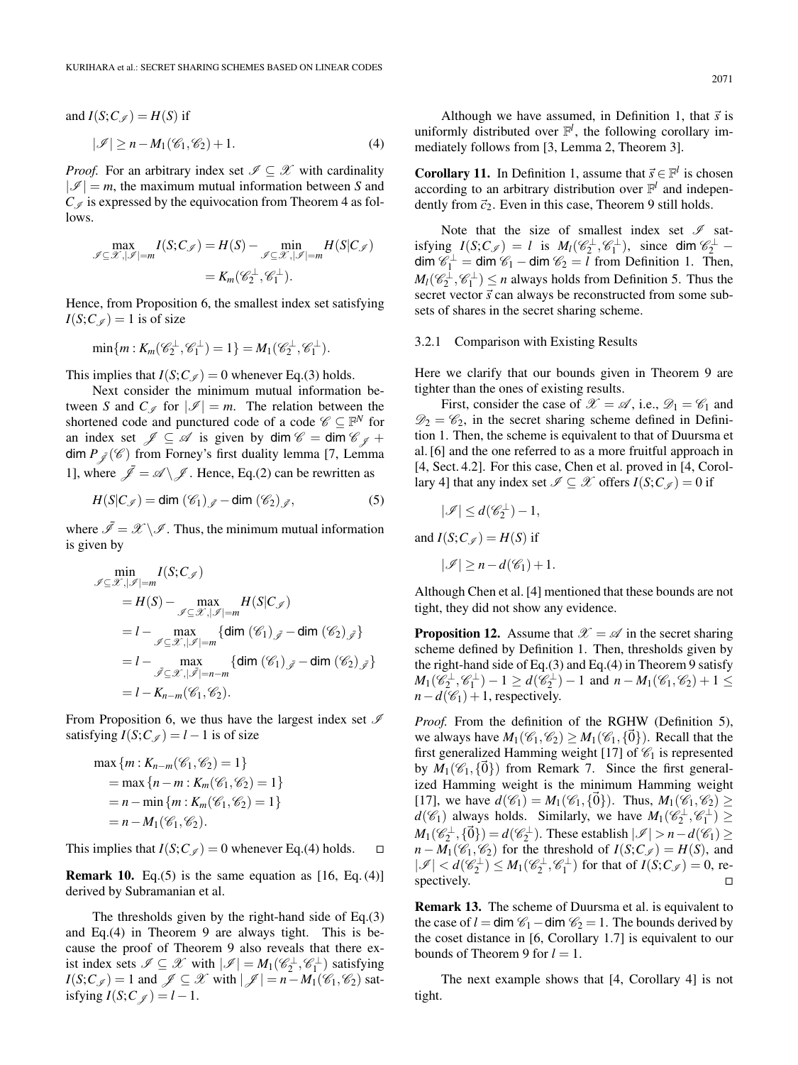and $I(S;C_{\mathscr{I}}) = H(S)$ if

$$|\mathscr{I}| \geq n - M_1(\mathscr{C}_1, \mathscr{C}_2) + 1. \tag{4}$$

*Proof.* For an arbitrary index set $\mathscr{I} \subseteq \mathscr{X}$ with cardinality $|\mathscr{I}| = m$, the maximum mutual information between $S$ and $C_{\mathscr{I}}$ is expressed by the equivocation from Theorem 4 as follows.

$$\begin{aligned}\max_{\mathscr{I}\subseteq\mathscr{X},|\mathscr{I}|=m} I(S;C_{\mathscr{I}}) &= H(S) - \min_{\mathscr{I}\subseteq\mathscr{X},|\mathscr{I}|=m} H(S|C_{\mathscr{I}}) \\ &= K_m(\mathscr{C}_2^{\perp}, \mathscr{C}_1^{\perp}).\end{aligned}$$

Hence, from Proposition 6, the smallest index set satisfying $I(S;C_{\mathscr{I}}) = 1$ is of size

$$\min\{m : K_m(\mathscr{C}_2^{\perp}, \mathscr{C}_1^{\perp}) = 1\} = M_1(\mathscr{C}_2^{\perp}, \mathscr{C}_1^{\perp}).$$

This implies that $I(S;C_{\mathscr{I}}) = 0$ whenever Eq.(3) holds.

Next consider the minimum mutual information between $S$ and $C_{\mathscr{I}}$ for $|\mathscr{I}| = m$. The relation between the shortened code and punctured code of a code $\mathscr{C} \subseteq \mathbb{F}^N$ for an index set $\mathscr{J} \subseteq \mathscr{A}$ is given by $\dim \mathscr{C} = \dim \mathscr{C}_{\mathscr{J}} + \dim P_{\bar{\mathscr{J}}}(\mathscr{C})$ from Forney's first duality lemma [7, Lemma 1], where $\bar{\mathscr{J}} = \mathscr{A} \setminus \mathscr{J}$. Hence, Eq.(2) can be rewritten as

$$H(S|C_{\mathscr{I}}) = \dim\,(\mathscr{C}_1)_{\bar{\mathscr{I}}} - \dim\,(\mathscr{C}_2)_{\bar{\mathscr{I}}}, \tag{5}$$

where $\bar{\mathscr{I}} = \mathscr{X} \setminus \mathscr{I}$. Thus, the minimum mutual information is given by

$$\begin{aligned}&\min_{\mathscr{I}\subseteq\mathscr{X},|\mathscr{I}|=m} I(S;C_{\mathscr{I}}) \\ &\quad= H(S) - \max_{\mathscr{I}\subseteq\mathscr{X},|\mathscr{I}|=m} H(S|C_{\mathscr{I}}) \\ &\quad= l - \max_{\mathscr{I}\subseteq\mathscr{X},|\mathscr{I}|=m} \{\dim\,(\mathscr{C}_1)_{\bar{\mathscr{I}}} - \dim\,(\mathscr{C}_2)_{\bar{\mathscr{I}}}\} \\ &\quad= l - \max_{\bar{\mathscr{I}}\subseteq\mathscr{X},|\bar{\mathscr{I}}|=n-m} \{\dim\,(\mathscr{C}_1)_{\bar{\mathscr{I}}} - \dim\,(\mathscr{C}_2)_{\bar{\mathscr{I}}}\} \\ &\quad= l - K_{n-m}(\mathscr{C}_1, \mathscr{C}_2).\end{aligned}$$

From Proposition 6, we thus have the largest index set $\mathscr{I}$ satisfying $I(S;C_{\mathscr{I}}) = l-1$ is of size

$$\begin{aligned}&\max\{m : K_{n-m}(\mathscr{C}_1, \mathscr{C}_2) = 1\} \\ &\quad= \max\{n-m : K_m(\mathscr{C}_1, \mathscr{C}_2) = 1\} \\ &\quad= n - \min\{m : K_m(\mathscr{C}_1, \mathscr{C}_2) = 1\} \\ &\quad= n - M_1(\mathscr{C}_1, \mathscr{C}_2).\end{aligned}$$

This implies that $I(S;C_{\mathscr{I}}) = 0$ whenever Eq.(4) holds. □

**Remark 10.** Eq.(5) is the same equation as [16, Eq.(4)] derived by Subramanian et al.

The thresholds given by the right-hand side of Eq.(3) and Eq.(4) in Theorem 9 are always tight. This is because the proof of Theorem 9 also reveals that there exist index sets $\mathscr{I} \subseteq \mathscr{X}$ with $|\mathscr{I}| = M_1(\mathscr{C}_2^{\perp}, \mathscr{C}_1^{\perp})$ satisfying $I(S;C_{\mathscr{I}}) = 1$ and $\mathscr{J} \subseteq \mathscr{X}$ with $|\mathscr{J}| = n - M_1(\mathscr{C}_1, \mathscr{C}_2)$ satisfying $I(S;C_{\mathscr{J}}) = l-1$.

Although we have assumed, in Definition 1, that $\vec{s}$ is uniformly distributed over $\mathbb{F}^l$, the following corollary immediately follows from [3, Lemma 2, Theorem 3].

**Corollary 11.** In Definition 1, assume that $\vec{s} \in \mathbb{F}^l$ is chosen according to an arbitrary distribution over $\mathbb{F}^l$ and independently from $\vec{c}_2$. Even in this case, Theorem 9 still holds.

Note that the size of smallest index set $\mathscr{I}$ satisfying $I(S;C_{\mathscr{I}}) = l$ is $M_l(\mathscr{C}_2^{\perp}, \mathscr{C}_1^{\perp})$, since $\dim \mathscr{C}_2^{\perp} - \dim \mathscr{C}_1^{\perp} = \dim \mathscr{C}_1 - \dim \mathscr{C}_2 = l$ from Definition 1. Then, $M_l(\mathscr{C}_2^{\perp}, \mathscr{C}_1^{\perp}) \leq n$ always holds from Definition 5. Thus the secret vector $\vec{s}$ can always be reconstructed from some subsets of shares in the secret sharing scheme.

### 3.2.1 Comparison with Existing Results

Here we clarify that our bounds given in Theorem 9 are tighter than the ones of existing results.

First, consider the case of $\mathscr{X} = \mathscr{A}$, i.e., $\mathscr{D}_1 = \mathscr{C}_1$ and $\mathscr{D}_2 = \mathscr{C}_2$, in the secret sharing scheme defined in Definition 1. Then, the scheme is equivalent to that of Duursma et al. [6] and the one referred to as a more fruitful approach in [4, Sect. 4.2]. For this case, Chen et al. proved in [4, Corollary 4] that any index set $\mathscr{I} \subseteq \mathscr{X}$ offers $I(S;C_{\mathscr{I}}) = 0$ if

$$|\mathscr{I}| \leq d(\mathscr{C}_2^{\perp}) - 1,$$

and $I(S;C_{\mathscr{I}}) = H(S)$ if

$$|\mathscr{I}| \geq n - d(\mathscr{C}_1) + 1.$$

Although Chen et al. [4] mentioned that these bounds are not tight, they did not show any evidence.

**Proposition 12.** Assume that $\mathscr{X} = \mathscr{A}$ in the secret sharing scheme defined by Definition 1. Then, thresholds given by the right-hand side of Eq.(3) and Eq.(4) in Theorem 9 satisfy $M_1(\mathscr{C}_2^{\perp}, \mathscr{C}_1^{\perp}) - 1 \geq d(\mathscr{C}_2^{\perp}) - 1$ and $n - M_1(\mathscr{C}_1, \mathscr{C}_2) + 1 \leq n - d(\mathscr{C}_1) + 1$, respectively.

*Proof.* From the definition of the RGHW (Definition 5), we always have $M_1(\mathscr{C}_1, \mathscr{C}_2) \geq M_1(\mathscr{C}_1, \{\vec{0}\})$. Recall that the first generalized Hamming weight [17] of $\mathscr{C}_1$ is represented by $M_1(\mathscr{C}_1, \{\vec{0}\})$ from Remark 7. Since the first generalized Hamming weight is the minimum Hamming weight [17], we have $d(\mathscr{C}_1) = M_1(\mathscr{C}_1, \{\vec{0}\})$. Thus, $M_1(\mathscr{C}_1, \mathscr{C}_2) \geq d(\mathscr{C}_1)$ always holds. Similarly, we have $M_1(\mathscr{C}_2^{\perp}, \mathscr{C}_1^{\perp}) \geq M_1(\mathscr{C}_2^{\perp}, \{\vec{0}\}) = d(\mathscr{C}_2^{\perp})$. These establish $|\mathscr{I}| > n - d(\mathscr{C}_1) \geq n - M_1(\mathscr{C}_1, \mathscr{C}_2)$ for the threshold of $I(S;C_{\mathscr{I}}) = H(S)$, and $|\mathscr{I}| < d(\mathscr{C}_2^{\perp}) \leq M_1(\mathscr{C}_2^{\perp}, \mathscr{C}_1^{\perp})$ for that of $I(S;C_{\mathscr{I}}) = 0$, respectively. □

**Remark 13.** The scheme of Duursma et al. is equivalent to the case of $l = \dim \mathscr{C}_1 - \dim \mathscr{C}_2 = 1$. The bounds derived by the coset distance in [6, Corollary 1.7] is equivalent to our bounds of Theorem 9 for $l = 1$.

The next example shows that [4, Corollary 4] is not tight.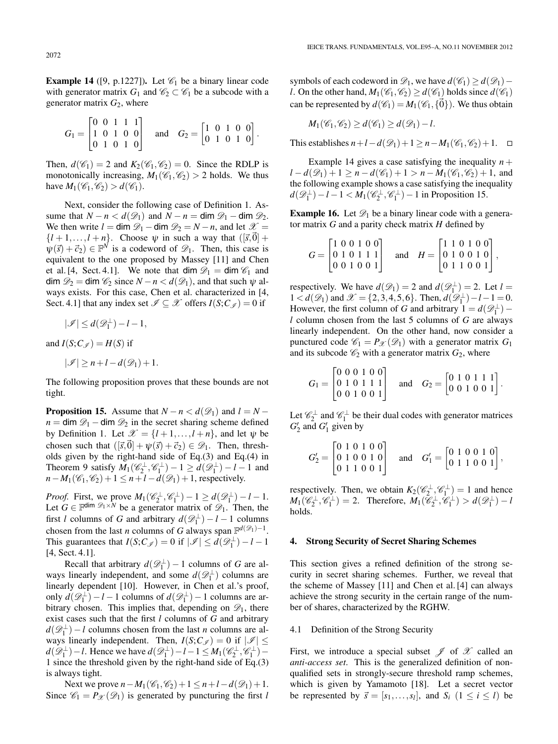**Example 14** ([9, p.1227]). Let $\mathscr{C}_1$ be a binary linear code with generator matrix $G_1$ and $\mathscr{C}_2 \subset \mathscr{C}_1$ be a subcode with a generator matrix $G_2$, where

$$G_1 = \begin{bmatrix} 0 & 0 & 1 & 1 & 1 \\ 1 & 0 & 1 & 0 & 0 \\ 0 & 1 & 0 & 1 & 0 \end{bmatrix} \quad \text{and} \quad G_2 = \begin{bmatrix} 1 & 0 & 1 & 0 & 0 \\ 0 & 1 & 0 & 1 & 0 \end{bmatrix}.$$

Then, $d(\mathscr{C}_1) = 2$ and $K_2(\mathscr{C}_1, \mathscr{C}_2) = 0$. Since the RDLP is monotonically increasing, $M_1(\mathscr{C}_1, \mathscr{C}_2) > 2$ holds. We thus have $M_1(\mathscr{C}_1, \mathscr{C}_2) > d(\mathscr{C}_1)$.

Next, consider the following case of Definition 1. Assume that $N - n < d(\mathscr{D}_1)$ and $N - n = \dim \mathscr{D}_1 - \dim \mathscr{D}_2$. We then write $l = \dim \mathscr{D}_1 - \dim \mathscr{D}_2 = N - n$, and let $\mathscr{X} = \{l+1, \ldots, l+n\}$. Choose $\psi$ in such a way that $([\vec{s}, \vec{0}] + \psi(\vec{s}) + \vec{c}_2) \in \mathbb{F}^N$ is a codeword of $\mathscr{D}_1$. Then, this case is equivalent to the one proposed by Massey [11] and Chen et al. [4, Sect. 4.1]. We note that $\dim \mathscr{D}_1 = \dim \mathscr{C}_1$ and $\dim \mathscr{D}_2 = \dim \mathscr{C}_2$ since $N - n < d(\mathscr{D}_1)$, and that such $\psi$ always exists. For this case, Chen et al. characterized in [4, Sect. 4.1] that any index set $\mathscr{I} \subseteq \mathscr{X}$ offers $I(S; C_{\mathscr{I}}) = 0$ if

$$|\mathscr{I}| \leq d(\mathscr{D}_1^\perp) - l - 1,$$

and $I(S; C_{\mathscr{I}}) = H(S)$ if

$$|\mathscr{I}| \geq n + l - d(\mathscr{D}_1) + 1.$$

The following proposition proves that these bounds are not tight.

**Proposition 15.** Assume that $N - n < d(\mathscr{D}_1)$ and $l = N - n = \dim \mathscr{D}_1 - \dim \mathscr{D}_2$ in the secret sharing scheme defined by Definition 1. Let $\mathscr{X} = \{l+1, \ldots, l+n\}$, and let $\psi$ be chosen such that $([\vec{s}, \vec{0}] + \psi(\vec{s}) + \vec{c}_2) \in \mathscr{D}_1$. Then, thresholds given by the right-hand side of Eq. (3) and Eq. (4) in Theorem 9 satisfy $M_1(\mathscr{C}_2^\perp, \mathscr{C}_1^\perp) - 1 \geq d(\mathscr{D}_1^\perp) - l - 1$ and $n - M_1(\mathscr{C}_1, \mathscr{C}_2) + 1 \leq n + l - d(\mathscr{D}_1) + 1$, respectively.

*Proof.* First, we prove $M_1(\mathscr{C}_2^\perp, \mathscr{C}_1^\perp) - 1 \geq d(\mathscr{D}_1^\perp) - l - 1$. Let $G \in \mathbb{F}^{\dim \mathscr{D}_1 \times N}$ be a generator matrix of $\mathscr{D}_1$. Then, the first $l$ columns of $G$ and arbitrary $d(\mathscr{D}_1^\perp) - l - 1$ columns chosen from the last $n$ columns of $G$ always span $\mathbb{F}^{d(\mathscr{D}_1)-1}$. This guarantees that $I(S; C_{\mathscr{I}}) = 0$ if $|\mathscr{I}| \leq d(\mathscr{D}_1^\perp) - l - 1$ [4, Sect. 4.1].

Recall that arbitrary $d(\mathscr{D}_1^\perp) - 1$ columns of $G$ are always linearly independent, and some $d(\mathscr{D}_1^\perp)$ columns are linearly dependent [10]. However, in Chen et al.'s proof, only $d(\mathscr{D}_1^\perp) - l - 1$ columns of $d(\mathscr{D}_1^\perp) - 1$ columns are arbitrary chosen. This implies that, depending on $\mathscr{D}_1$, there exist cases such that the first $l$ columns of $G$ and arbitrary $d(\mathscr{D}_1^\perp) - l$ columns chosen from the last $n$ columns are always linearly independent. Then, $I(S; C_{\mathscr{I}}) = 0$ if $|\mathscr{I}| \leq d(\mathscr{D}_1^\perp) - l$. Hence we have $d(\mathscr{D}_1^\perp) - l - 1 \leq M_1(\mathscr{C}_2^\perp, \mathscr{C}_1^\perp) - 1$ since the threshold given by the right-hand side of Eq. (3) is always tight.

Next we prove $n - M_1(\mathscr{C}_1, \mathscr{C}_2) + 1 \leq n + l - d(\mathscr{D}_1) + 1$. Since $\mathscr{C}_1 = P_{\mathscr{X}}(\mathscr{D}_1)$ is generated by puncturing the first $l$ symbols of each codeword in $\mathscr{D}_1$, we have $d(\mathscr{C}_1) \geq d(\mathscr{D}_1) - l$. On the other hand, $M_1(\mathscr{C}_1, \mathscr{C}_2) \geq d(\mathscr{C}_1)$ holds since $d(\mathscr{C}_1)$ can be represented by $d(\mathscr{C}_1) = M_1(\mathscr{C}_1, \{\vec{0}\})$. We thus obtain

$$M_1(\mathscr{C}_1, \mathscr{C}_2) \geq d(\mathscr{C}_1) \geq d(\mathscr{D}_1) - l.$$

This establishes $n + l - d(\mathscr{D}_1) + 1 \geq n - M_1(\mathscr{C}_1, \mathscr{C}_2) + 1$. $\square$

Example 14 gives a case satisfying the inequality $n + l - d(\mathscr{D}_1) + 1 \geq n - d(\mathscr{C}_1) + 1 > n - M_1(\mathscr{C}_1, \mathscr{C}_2) + 1$, and the following example shows a case satisfying the inequality $d(\mathscr{D}_1^\perp) - l - 1 < M_1(\mathscr{C}_2^\perp, \mathscr{C}_1^\perp) - 1$ in Proposition 15.

**Example 16.** Let $\mathscr{D}_1$ be a binary linear code with a generator matrix $G$ and a parity check matrix $H$ defined by

$$G = \begin{bmatrix} 1 & 0 & 0 & 1 & 0 & 0 \\ 0 & 1 & 0 & 1 & 1 & 1 \\ 0 & 0 & 1 & 0 & 0 & 1 \end{bmatrix} \quad \text{and} \quad H = \begin{bmatrix} 1 & 1 & 0 & 1 & 0 & 0 \\ 0 & 1 & 0 & 0 & 1 & 0 \\ 0 & 1 & 1 & 0 & 0 & 1 \end{bmatrix},$$

respectively. We have $d(\mathscr{D}_1) = 2$ and $d(\mathscr{D}_1^\perp) = 2$. Let $l = 1 < d(\mathscr{D}_1)$ and $\mathscr{X} = \{2, 3, 4, 5, 6\}$. Then, $d(\mathscr{D}_1^\perp) - l - 1 = 0$. However, the first column of $G$ and arbitrary $1 = d(\mathscr{D}_1^\perp) - l$ column chosen from the last 5 columns of $G$ are always linearly independent. On the other hand, now consider a punctured code $\mathscr{C}_1 = P_{\mathscr{X}}(\mathscr{D}_1)$ with a generator matrix $G_1$ and its subcode $\mathscr{C}_2$ with a generator matrix $G_2$, where

$$G_1 = \begin{bmatrix} 0 & 0 & 0 & 1 & 0 & 0 \\ 0 & 1 & 0 & 1 & 1 & 1 \\ 0 & 0 & 1 & 0 & 0 & 1 \end{bmatrix} \quad \text{and} \quad G_2 = \begin{bmatrix} 0 & 1 & 0 & 1 & 1 & 1 \\ 0 & 0 & 1 & 0 & 0 & 1 \end{bmatrix}.$$

Let $\mathscr{C}_2^\perp$ and $\mathscr{C}_1^\perp$ be their dual codes with generator matrices $G_2'$ and $G_1'$ given by

$$G_2' = \begin{bmatrix} 0 & 1 & 0 & 1 & 0 & 0 \\ 0 & 1 & 0 & 0 & 1 & 0 \\ 0 & 1 & 1 & 0 & 0 & 1 \end{bmatrix} \quad \text{and} \quad G_1' = \begin{bmatrix} 0 & 1 & 0 & 0 & 1 & 0 \\ 0 & 1 & 1 & 0 & 0 & 1 \end{bmatrix},$$

respectively. Then, we obtain $K_2(\mathscr{C}_2^\perp, \mathscr{C}_1^\perp) = 1$ and hence $M_1(\mathscr{C}_2^\perp, \mathscr{C}_1^\perp) = 2$. Therefore, $M_1(\mathscr{C}_2^\perp, \mathscr{C}_1^\perp) > d(\mathscr{D}_1^\perp) - l$ holds.

## 4. Strong Security of Secret Sharing Schemes

This section gives a refined definition of the strong security in secret sharing schemes. Further, we reveal that the scheme of Massey [11] and Chen et al. [4] can always achieve the strong security in the certain range of the number of shares, characterized by the RGHW.

### 4.1 Definition of the Strong Security

First, we introduce a special subset $\mathscr{J}$ of $\mathscr{X}$ called an *anti-access set*. This is the generalized definition of non-qualified sets in strongly-secure threshold ramp schemes, which is given by Yamamoto [18]. Let a secret vector be represented by $\vec{s} = [s_1, \ldots, s_l]$, and $S_i$ $(1 \leq i \leq l)$ be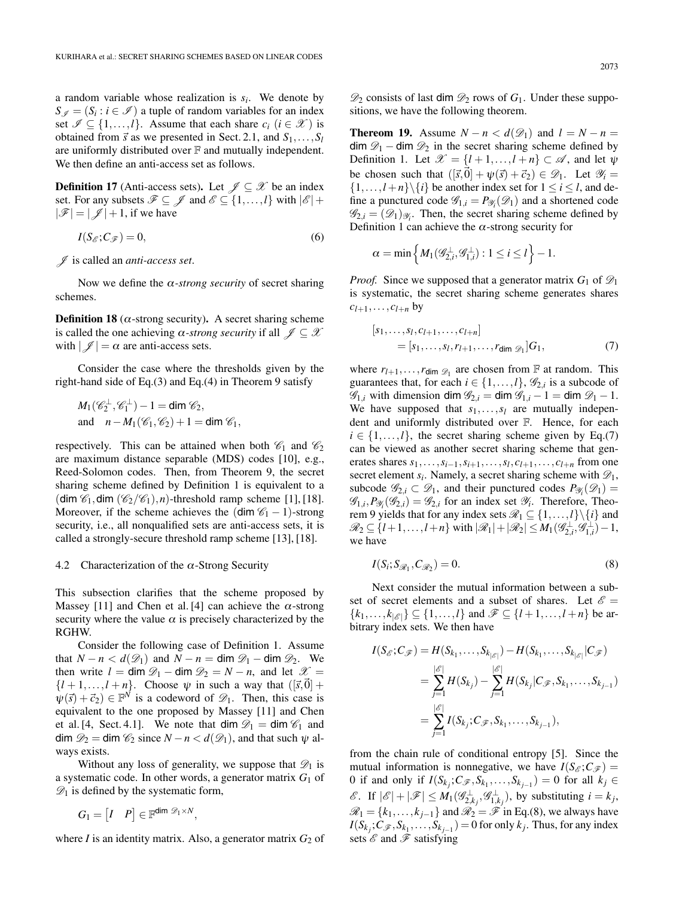a random variable whose realization is $s_i$. We denote by $S_{\mathscr{I}} = (S_i : i \in \mathscr{I})$ a tuple of random variables for an index set $\mathscr{I} \subseteq \{1,\ldots,l\}$. Assume that each share $c_i$ ($i \in \mathscr{X}$) is obtained from $\vec{s}$ as we presented in Sect. 2.1, and $S_1,\ldots,S_l$ are uniformly distributed over $\mathbb{F}$ and mutually independent. We then define an anti-access set as follows.

**Definition 17** (Anti-access sets)**.** Let $\mathscr{J} \subseteq \mathscr{X}$ be an index set. For any subsets $\mathscr{F} \subseteq \mathscr{J}$ and $\mathscr{E} \subseteq \{1,\ldots,l\}$ with $|\mathscr{E}| + |\mathscr{F}| = |\mathscr{J}|+1$, if we have

$$I(S_{\mathscr{E}};C_{\mathscr{F}}) = 0, \tag{6}$$

$\mathscr{J}$ is called an *anti-access set*.

Now we define the $\alpha$*-strong security* of secret sharing schemes.

**Definition 18** ($\alpha$-strong security)**.** A secret sharing scheme is called the one achieving $\alpha$*-strong security* if all $\mathscr{J} \subseteq \mathscr{X}$ with $|\mathscr{J}| = \alpha$ are anti-access sets.

Consider the case where the thresholds given by the right-hand side of Eq.(3) and Eq.(4) in Theorem 9 satisfy

$$M_1(\mathscr{C}_2^{\perp},\mathscr{C}_1^{\perp}) - 1 = \dim \mathscr{C}_2,$$
$$\text{and} \quad n - M_1(\mathscr{C}_1,\mathscr{C}_2) + 1 = \dim \mathscr{C}_1,$$

respectively. This can be attained when both $\mathscr{C}_1$ and $\mathscr{C}_2$ are maximum distance separable (MDS) codes [10], e.g., Reed-Solomon codes. Then, from Theorem 9, the secret sharing scheme defined by Definition 1 is equivalent to a $(\dim \mathscr{C}_1, \dim(\mathscr{C}_2/\mathscr{C}_1), n)$-threshold ramp scheme [1], [18]. Moreover, if the scheme achieves the $(\dim \mathscr{C}_1 - 1)$-strong security, i.e., all nonqualified sets are anti-access sets, it is called a strongly-secure threshold ramp scheme [13], [18].

### 4.2 Characterization of the $\alpha$-Strong Security

This subsection clarifies that the scheme proposed by Massey [11] and Chen et al. [4] can achieve the $\alpha$-strong security where the value $\alpha$ is precisely characterized by the RGHW.

Consider the following case of Definition 1. Assume that $N-n < d(\mathscr{D}_1)$ and $N-n = \dim \mathscr{D}_1 - \dim \mathscr{D}_2$. We then write $l = \dim \mathscr{D}_1 - \dim \mathscr{D}_2 = N-n$, and let $\mathscr{X} = \{l+1,\ldots,l+n\}$. Choose $\psi$ in such a way that $([\vec{s},\vec{0}] + \psi(\vec{s}) + \vec{c}_2) \in \mathbb{F}^N$ is a codeword of $\mathscr{D}_1$. Then, this case is equivalent to the one proposed by Massey [11] and Chen et al. [4, Sect. 4.1]. We note that $\dim \mathscr{D}_1 = \dim \mathscr{C}_1$ and $\dim \mathscr{D}_2 = \dim \mathscr{C}_2$ since $N-n < d(\mathscr{D}_1)$, and that such $\psi$ always exists.

Without any loss of generality, we suppose that $\mathscr{D}_1$ is a systematic code. In other words, a generator matrix $G_1$ of $\mathscr{D}_1$ is defined by the systematic form,

$$G_1 = \begin{bmatrix} I & P \end{bmatrix} \in \mathbb{F}^{\dim \mathscr{D}_1 \times N},$$

where $I$ is an identity matrix. Also, a generator matrix $G_2$ of $\mathscr{D}_2$ consists of last $\dim \mathscr{D}_2$ rows of $G_1$. Under these suppositions, we have the following theorem.

**Thereom 19.** Assume $N-n < d(\mathscr{D}_1)$ and $l = N-n = \dim \mathscr{D}_1 - \dim \mathscr{D}_2$ in the secret sharing scheme defined by Definition 1. Let $\mathscr{X} = \{l+1,\ldots,l+n\} \subset \mathscr{A}$, and let $\psi$ be chosen such that $([\vec{s},\vec{0}] + \psi(\vec{s}) + \vec{c}_2) \in \mathscr{D}_1$. Let $\mathscr{Y}_i = \{1,\ldots,l+n\}\backslash\{i\}$ be another index set for $1 \le i \le l$, and define a punctured code $\mathscr{G}_{1,i} = P_{\mathscr{Y}_i}(\mathscr{D}_1)$ and a shortened code $\mathscr{G}_{2,i} = (\mathscr{D}_1)_{\mathscr{Y}_i}$. Then, the secret sharing scheme defined by Definition 1 can achieve the $\alpha$-strong security for

$$\alpha = \min\left\{ M_1(\mathscr{G}_{2,i}^{\perp},\mathscr{G}_{1,i}^{\perp}) : 1 \le i \le l \right\} - 1.$$

*Proof.* Since we supposed that a generator matrix $G_1$ of $\mathscr{D}_1$ is systematic, the secret sharing scheme generates shares $c_{l+1},\ldots,c_{l+n}$ by

$$[s_1,\ldots,s_l,c_{l+1},\ldots,c_{l+n}] = [s_1,\ldots,s_l,r_{l+1},\ldots,r_{\dim \mathscr{D}_1}]G_1, \tag{7}$$

where $r_{l+1},\ldots,r_{\dim \mathscr{D}_1}$ are chosen from $\mathbb{F}$ at random. This guarantees that, for each $i \in \{1,\ldots,l\}$, $\mathscr{G}_{2,i}$ is a subcode of $\mathscr{G}_{1,i}$ with dimension $\dim \mathscr{G}_{2,i} = \dim \mathscr{G}_{1,i} - 1 = \dim \mathscr{D}_1 - 1$. We have supposed that $s_1,\ldots,s_l$ are mutually independent and uniformly distributed over $\mathbb{F}$. Hence, for each $i \in \{1,\ldots,l\}$, the secret sharing scheme given by Eq.(7) can be viewed as another secret sharing scheme that generates shares $s_1,\ldots,s_{i-1},s_{i+1},\ldots,s_l,c_{l+1},\ldots,c_{l+n}$ from one secret element $s_i$. Namely, a secret sharing scheme with $\mathscr{D}_1$, subcode $\mathscr{G}_{2,i} \subset \mathscr{D}_1$, and their punctured codes $P_{\mathscr{Y}_i}(\mathscr{D}_1) = \mathscr{G}_{1,i}, P_{\mathscr{Y}_i}(\mathscr{G}_{2,i}) = \mathscr{G}_{2,i}$ for an index set $\mathscr{Y}_i$. Therefore, Theorem 9 yields that for any index sets $\mathscr{R}_1 \subseteq \{1,\ldots,l\}\backslash\{i\}$ and $\mathscr{R}_2 \subseteq \{l+1,\ldots,l+n\}$ with $|\mathscr{R}_1|+|\mathscr{R}_2| \le M_1(\mathscr{G}_{2,i}^{\perp},\mathscr{G}_{1,i}^{\perp}) - 1$, we have

$$I(S_i;S_{\mathscr{R}_1},C_{\mathscr{R}_2}) = 0. \tag{8}$$

Next consider the mutual information between a subset of secret elements and a subset of shares. Let $\mathscr{E} = \{k_1,\ldots,k_{|\mathscr{E}|}\} \subseteq \{1,\ldots,l\}$ and $\mathscr{F} \subseteq \{l+1,\ldots,l+n\}$ be arbitrary index sets. We then have

$$\begin{aligned}
I(S_{\mathscr{E}};C_{\mathscr{F}}) &= H(S_{k_1},\ldots,S_{k_{|\mathscr{E}|}}) - H(S_{k_1},\ldots,S_{k_{|\mathscr{E}|}}|C_{\mathscr{F}}) \\
&= \sum_{j=1}^{|\mathscr{E}|} H(S_{k_j}) - \sum_{j=1}^{|\mathscr{E}|} H(S_{k_j}|C_{\mathscr{F}},S_{k_1},\ldots,S_{k_{j-1}}) \\
&= \sum_{j=1}^{|\mathscr{E}|} I(S_{k_j};C_{\mathscr{F}},S_{k_1},\ldots,S_{k_{j-1}}),
\end{aligned}$$

from the chain rule of conditional entropy [5]. Since the mutual information is nonnegative, we have $I(S_{\mathscr{E}};C_{\mathscr{F}}) = 0$ if and only if $I(S_{k_j};C_{\mathscr{F}},S_{k_1},\ldots,S_{k_{j-1}}) = 0$ for all $k_j \in \mathscr{E}$. If $|\mathscr{E}|+|\mathscr{F}| \le M_1(\mathscr{G}_{2,k_j}^{\perp},\mathscr{G}_{1,k_j}^{\perp})$, by substituting $i = k_j$, $\mathscr{R}_1 = \{k_1,\ldots,k_{j-1}\}$ and $\mathscr{R}_2 = \mathscr{F}$ in Eq.(8), we always have $I(S_{k_j};C_{\mathscr{F}},S_{k_1},\ldots,S_{k_{j-1}}) = 0$ for only $k_j$. Thus, for any index sets $\mathscr{E}$ and $\mathscr{F}$ satisfying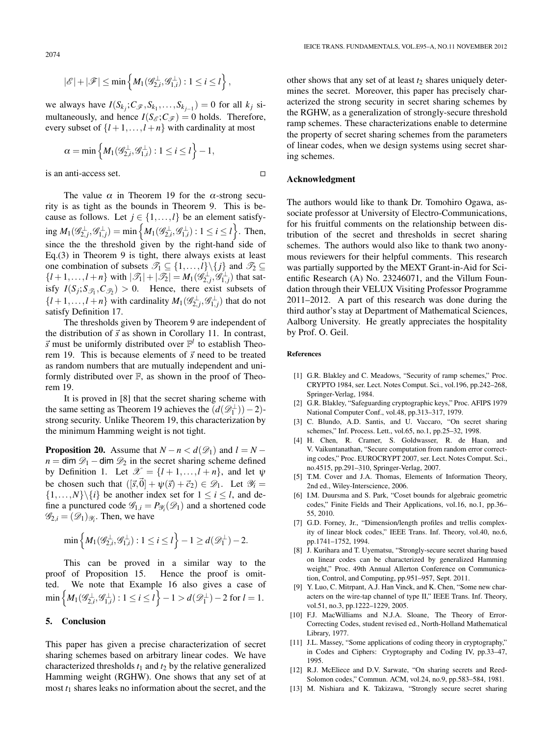$$|\mathscr{E}|+|\mathscr{F}| \leq \min\left\{M_1(\mathscr{G}_{2,i}^{\perp},\mathscr{G}_{1,i}^{\perp}) : 1 \leq i \leq l\right\},$$

we always have $I(S_{k_j};C_{\mathscr{F}},S_{k_1},\ldots,S_{k_{j-1}}) = 0$ for all $k_j$ simultaneously, and hence $I(S_{\mathscr{E}};C_{\mathscr{F}}) = 0$ holds. Therefore, every subset of $\{l+1,\ldots,l+n\}$ with cardinality at most

$$\alpha = \min\left\{M_1(\mathscr{G}_{2,i}^{\perp},\mathscr{G}_{1,i}^{\perp}) : 1 \leq i \leq l\right\} - 1,$$

is an anti-access set. □

The value $\alpha$ in Theorem 19 for the $\alpha$-strong security is as tight as the bounds in Theorem 9. This is because as follows. Let $j \in \{1,\ldots,l\}$ be an element satisfying $M_1(\mathscr{G}_{2,j}^{\perp},\mathscr{G}_{1,j}^{\perp}) = \min\left\{M_1(\mathscr{G}_{2,i}^{\perp},\mathscr{G}_{1,i}^{\perp}) : 1 \leq i \leq l\right\}$. Then, since the the threshold given by the right-hand side of Eq.(3) in Theorem 9 is tight, there always exists at least one combination of subsets $\mathscr{T}_1 \subseteq \{1,\ldots,l\}\backslash\{j\}$ and $\mathscr{T}_2 \subseteq \{l+1,\ldots,l+n\}$ with $|\mathscr{T}_1|+|\mathscr{T}_2| = M_1(\mathscr{G}_{2,j}^{\perp},\mathscr{G}_{1,j}^{\perp})$ that satisfy $I(S_j;S_{\mathscr{T}_1},C_{\mathscr{T}_2}) > 0$. Hence, there exist subsets of $\{l+1,\ldots,l+n\}$ with cardinality $M_1(\mathscr{G}_{2,j}^{\perp},\mathscr{G}_{1,j}^{\perp})$ that do not satisfy Definition 17.

The thresholds given by Theorem 9 are independent of the distribution of $\vec{s}$ as shown in Corollary 11. In contrast, $\vec{s}$ must be uniformly distributed over $\mathbb{F}^l$ to establish Theorem 19. This is because elements of $\vec{s}$ need to be treated as random numbers that are mutually independent and uniformly distributed over $\mathbb{F}$, as shown in the proof of Theorem 19.

It is proved in [8] that the secret sharing scheme with the same setting as Theorem 19 achieves the $(d(\mathscr{D}_1^{\perp})-2)$-strong security. Unlike Theorem 19, this characterization by the minimum Hamming weight is not tight.

**Proposition 20.** Assume that $N-n < d(\mathscr{D}_1)$ and $l = N-n = \dim\mathscr{D}_1 - \dim\mathscr{D}_2$ in the secret sharing scheme defined by Definition 1. Let $\mathscr{X} = \{l+1,\ldots,l+n\}$, and let $\psi$ be chosen such that $([\vec{s},\vec{0}]+\psi(\vec{s})+\vec{c}_2) \in \mathscr{D}_1$. Let $\mathscr{Y}_i = \{1,\ldots,N\}\backslash\{i\}$ be another index set for $1 \leq i \leq l$, and define a punctured code $\mathscr{G}_{1,i} = P_{\mathscr{Y}_i}(\mathscr{D}_1)$ and a shortened code $\mathscr{G}_{2,i} = (\mathscr{D}_1)_{\mathscr{Y}_i}$. Then, we have

$$\min\left\{M_1(\mathscr{G}_{2,i}^{\perp},\mathscr{G}_{1,i}^{\perp}) : 1 \leq i \leq l\right\} - 1 \geq d(\mathscr{D}_1^{\perp})-2.$$

This can be proved in a similar way to the proof of Proposition 15. Hence the proof is omitted. We note that Example 16 also gives a case of $\min\left\{M_1(\mathscr{G}_{2,i}^{\perp},\mathscr{G}_{1,i}^{\perp}) : 1 \leq i \leq l\right\} - 1 > d(\mathscr{D}_1^{\perp})-2$ for $l=1$.

## 5. Conclusion

This paper has given a precise characterization of secret sharing schemes based on arbitrary linear codes. We have characterized thresholds $t_1$ and $t_2$ by the relative generalized Hamming weight (RGHW). One shows that any set of at most $t_1$ shares leaks no information about the secret, and the other shows that any set of at least $t_2$ shares uniquely determines the secret. Moreover, this paper has precisely characterized the strong security in secret sharing schemes by the RGHW, as a generalization of strongly-secure threshold ramp schemes. These characterizations enable to determine the property of secret sharing schemes from the parameters of linear codes, when we design systems using secret sharing schemes.

## Acknowledgment

The authors would like to thank Dr. Tomohiro Ogawa, associate professor at University of Electro-Communications, for his fruitful comments on the relationship between distribution of the secret and thresholds in secret sharing schemes. The authors would also like to thank two anonymous reviewers for their helpful comments. This research was partially supported by the MEXT Grant-in-Aid for Scientific Research (A) No. 23246071, and the Villum Foundation through their VELUX Visiting Professor Programme 2011–2012. A part of this research was done during the third author's stay at Department of Mathematical Sciences, Aalborg University. He greatly appreciates the hospitality by Prof. O. Geil.

## References

[1] G.R. Blakley and C. Meadows, "Security of ramp schemes," Proc. CRYPTO 1984, ser. Lect. Notes Comput. Sci., vol.196, pp.242–268, Springer-Verlag, 1984.

[2] G.R. Blakley, "Safeguarding cryptographic keys," Proc. AFIPS 1979 National Computer Conf., vol.48, pp.313–317, 1979.

[3] C. Blundo, A.D. Santis, and U. Vaccaro, "On secret sharing schemes," Inf. Process. Lett., vol.65, no.1, pp.25–32, 1998.

[4] H. Chen, R. Cramer, S. Goldwasser, R. de Haan, and V. Vaikuntanathan, "Secure computation from random error correcting codes," Proc. EUROCRYPT 2007, ser. Lect. Notes Comput. Sci., no.4515, pp.291–310, Springer-Verlag, 2007.

[5] T.M. Cover and J.A. Thomas, Elements of Information Theory, 2nd ed., Wiley-Interscience, 2006.

[6] I.M. Duursma and S. Park, "Coset bounds for algebraic geometric codes," Finite Fields and Their Applications, vol.16, no.1, pp.36–55, 2010.

[7] G.D. Forney, Jr., "Dimension/length profiles and trellis complexity of linear block codes," IEEE Trans. Inf. Theory, vol.40, no.6, pp.1741–1752, 1994.

[8] J. Kurihara and T. Uyematsu, "Strongly-secure secret sharing based on linear codes can be characterized by generalized Hamming weight," Proc. 49th Annual Allerton Conference on Communication, Control, and Computing, pp.951–957, Sept. 2011.

[9] Y. Luo, C. Mitrpant, A.J. Han Vinck, and K. Chen, "Some new characters on the wire-tap channel of type II," IEEE Trans. Inf. Theory, vol.51, no.3, pp.1222–1229, 2005.

[10] F.J. MacWilliams and N.J.A. Sloane, The Theory of Error-Correcting Codes, student revised ed., North-Holland Mathematical Library, 1977.

[11] J.L. Massey, "Some applications of coding theory in cryptography," in Codes and Ciphers: Cryptography and Coding IV, pp.33–47, 1995.

[12] R.J. McEliece and D.V. Sarwate, "On sharing secrets and Reed-Solomon codes," Commun. ACM, vol.24, no.9, pp.583–584, 1981.

[13] M. Nishiara and K. Takizawa, "Strongly secure secret sharing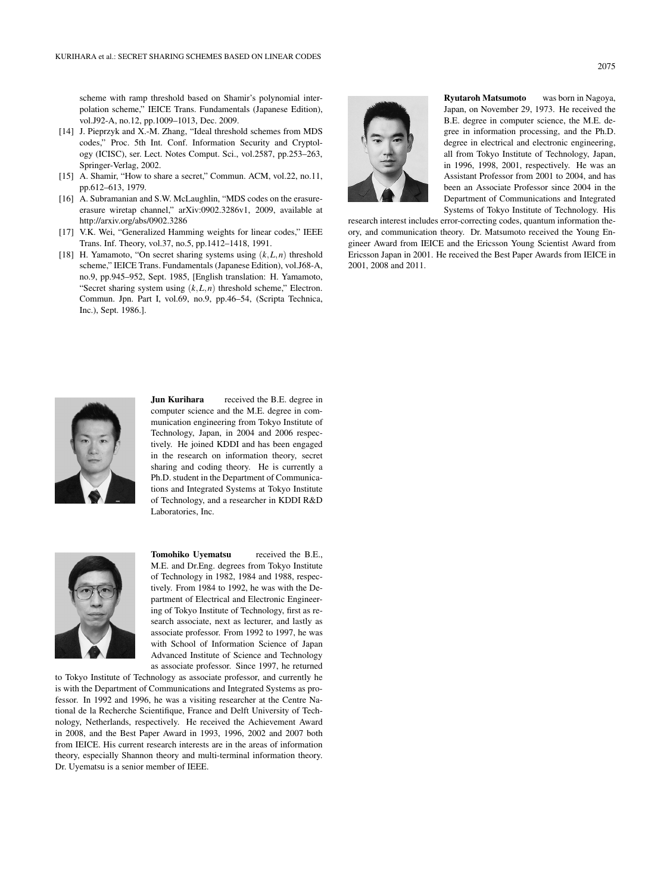scheme with ramp threshold based on Shamir's polynomial interpolation scheme," IEICE Trans. Fundamentals (Japanese Edition), vol.J92-A, no.12, pp.1009–1013, Dec. 2009.

[14] J. Pieprzyk and X.-M. Zhang, "Ideal threshold schemes from MDS codes," Proc. 5th Int. Conf. Information Security and Cryptology (ICISC), ser. Lect. Notes Comput. Sci., vol.2587, pp.253–263, Springer-Verlag, 2002.

[15] A. Shamir, "How to share a secret," Commun. ACM, vol.22, no.11, pp.612–613, 1979.

[16] A. Subramanian and S.W. McLaughlin, "MDS codes on the erasure-erasure wiretap channel," arXiv:0902.3286v1, 2009, available at http://arxiv.org/abs/0902.3286

[17] V.K. Wei, "Generalized Hamming weights for linear codes," IEEE Trans. Inf. Theory, vol.37, no.5, pp.1412–1418, 1991.

[18] H. Yamamoto, "On secret sharing systems using $(k, L, n)$ threshold scheme," IEICE Trans. Fundamentals (Japanese Edition), vol.J68-A, no.9, pp.945–952, Sept. 1985, [English translation: H. Yamamoto, "Secret sharing system using $(k, L, n)$ threshold scheme," Electron. Commun. Jpn. Part I, vol.69, no.9, pp.46–54, (Scripta Technica, Inc.), Sept. 1986.].

**Jun Kurihara** received the B.E. degree in computer science and the M.E. degree in communication engineering from Tokyo Institute of Technology, Japan, in 2004 and 2006 respectively. He joined KDDI and has been engaged in the research on information theory, secret sharing and coding theory. He is currently a Ph.D. student in the Department of Communications and Integrated Systems at Tokyo Institute of Technology, and a researcher in KDDI R&D Laboratories, Inc.

**Tomohiko Uyematsu** received the B.E., M.E. and Dr.Eng. degrees from Tokyo Institute of Technology in 1982, 1984 and 1988, respectively. From 1984 to 1992, he was with the Department of Electrical and Electronic Engineering of Tokyo Institute of Technology, first as research associate, next as lecturer, and lastly as associate professor. From 1992 to 1997, he was with School of Information Science of Japan Advanced Institute of Science and Technology as associate professor. Since 1997, he returned to Tokyo Institute of Technology as associate professor, and currently he is with the Department of Communications and Integrated Systems as professor. In 1992 and 1996, he was a visiting researcher at the Centre National de la Recherche Scientifique, France and Delft University of Technology, Netherlands, respectively. He received the Achievement Award in 2008, and the Best Paper Award in 1993, 1996, 2002 and 2007 both from IEICE. His current research interests are in the areas of information theory, especially Shannon theory and multi-terminal information theory. Dr. Uyematsu is a senior member of IEEE.

**Ryutaroh Matsumoto** was born in Nagoya, Japan, on November 29, 1973. He received the B.E. degree in computer science, the M.E. degree in information processing, and the Ph.D. degree in electrical and electronic engineering, all from Tokyo Institute of Technology, Japan, in 1996, 1998, 2001, respectively. He was an Assistant Professor from 2001 to 2004, and has been an Associate Professor since 2004 in the Department of Communications and Integrated Systems of Tokyo Institute of Technology. His research interest includes error-correcting codes, quantum information theory, and communication theory. Dr. Matsumoto received the Young Engineer Award from IEICE and the Ericsson Young Scientist Award from Ericsson Japan in 2001. He received the Best Paper Awards from IEICE in 2001, 2008 and 2011.